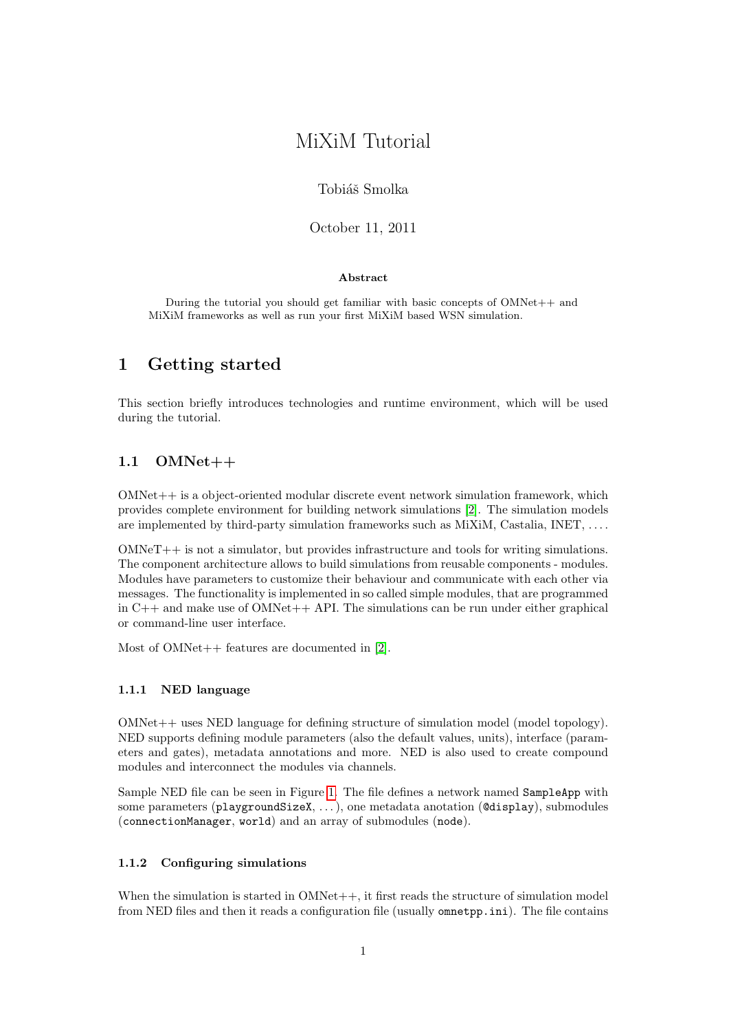# MiXiM Tutorial

Tobiáš Smolka

October 11, 2011

**Abstract**

During the tutorial you should get familiar with basic concepts of OMNet++ and MiXiM frameworks as well as run your first MiXiM based WSN simulation.

## 1 Getting started

This section briefly introduces technologies and runtime environment, which will be used during the tutorial.

### 1.1 OMNet++

OMNet++ is a object-oriented modular discrete event network simulation framework, which provides complete environment for building network simulations [2]. The simulation models are implemented by third-party simulation frameworks such as MiXiM, Castalia, INET, ....

OMNeT++ is not a simulator, but provides infrastructure and tools for writing simulations. The component architecture allows to build simulations from reusable components - modules. Modules have parameters to customize their behaviour and communicate with each other via messages. The functionality is implemented in so called simple modules, that are programmed in C++ and make use of OMNet++ API. The simulations can be run under either graphical or command-line user interface.

Most of OMNet++ features are documented in [2].

#### 1.1.1 NED language

OMNet++ uses NED language for defining structure of simulation model (model topology). NED supports defining module parameters (also the default values, units), interface (parameters and gates), metadata annotations and more. NED is also used to create compound modules and interconnect the modules via channels.

Sample NED file can be seen in Figure 1. The file defines a network named `SampleApp` with some parameters (`playgroundSizeX`, ...), one metadata anotation (`@display`), submodules (`connectionManager`, `world`) and an array of submodules (`node`).

#### 1.1.2 Configuring simulations

When the simulation is started in OMNet++, it first reads the structure of simulation model from NED files and then it reads a configuration file (usually `omnetpp.ini`). The file contains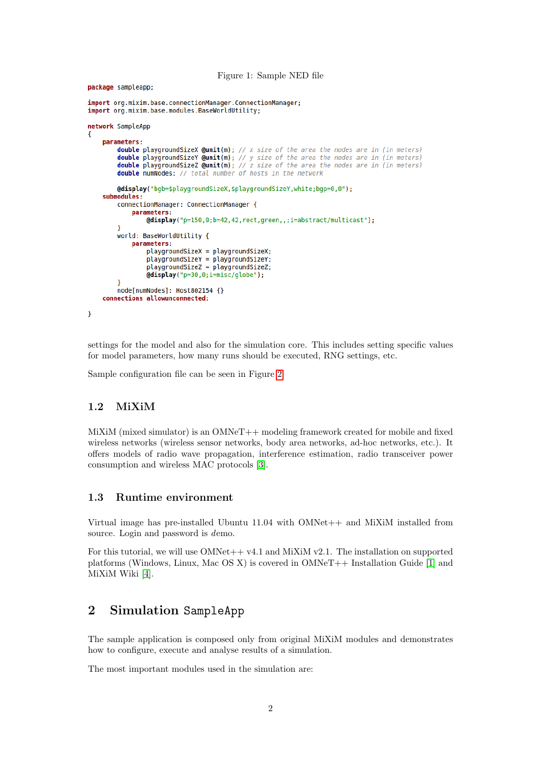Figure 1: Sample NED file

```
package sampleapp;

import org.mixim.base.connectionManager.ConnectionManager;
import org.mixim.base.modules.BaseWorldUtility;

network SampleApp
{
    parameters:
        double playgroundSizeX @unit(m); // x size of the area the nodes are in (in meters)
        double playgroundSizeY @unit(m); // y size of the area the nodes are in (in meters)
        double playgroundSizeZ @unit(m); // z size of the area the nodes are in (in meters)
        double numNodes; // total number of hosts in the network

        @display("bgb=$playgroundSizeX,$playgroundSizeY,white;bgp=0,0");
    submodules:
        connectionManager: ConnectionManager {
            parameters:
                @display("p=150,0;b=42,42,rect,green,,;i=abstract/multicast");
        }
        world: BaseWorldUtility {
            parameters:
                playgroundSizeX = playgroundSizeX;
                playgroundSizeY = playgroundSizeY;
                playgroundSizeZ = playgroundSizeZ;
                @display("p=30,0;i=misc/globe");
        }
        node[numNodes]: Host802154 {}
    connections allowunconnected:

}
```

settings for the model and also for the simulation core. This includes setting specific values for model parameters, how many runs should be executed, RNG settings, etc.

Sample configuration file can be seen in Figure 2

### 1.2 MiXiM

MiXiM (mixed simulator) is an OMNeT++ modeling framework created for mobile and fixed wireless networks (wireless sensor networks, body area networks, ad-hoc networks, etc.). It offers models of radio wave propagation, interference estimation, radio transceiver power consumption and wireless MAC protocols [3].

### 1.3 Runtime environment

Virtual image has pre-installed Ubuntu 11.04 with OMNet++ and MiXiM installed from source. Login and password is *demo*.

For this tutorial, we will use OMNet++ v4.1 and MiXiM v2.1. The installation on supported platforms (Windows, Linux, Mac OS X) is covered in OMNeT++ Installation Guide [1] and MiXiM Wiki [4].

## 2 Simulation `SampleApp`

The sample application is composed only from original MiXiM modules and demonstrates how to configure, execute and analyse results of a simulation.

The most important modules used in the simulation are: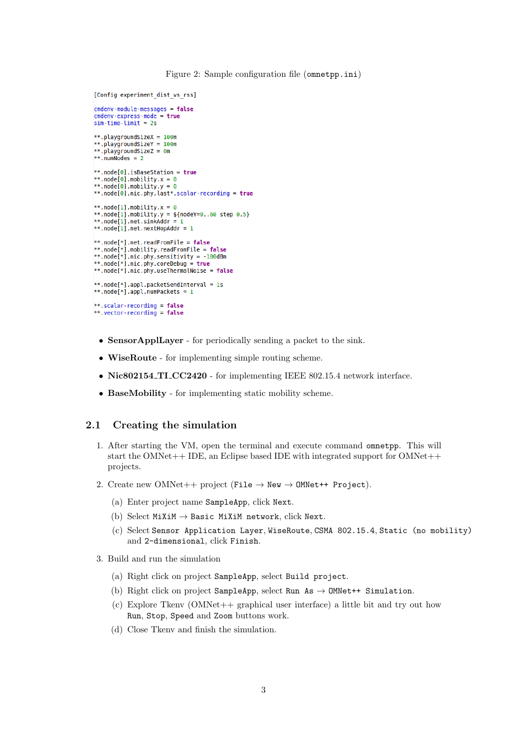Figure 2: Sample configuration file (omnetpp.ini)

```
[Config experiment_dist_vs_rss]

cmdenv-module-messages = false
cmdenv-express-mode = true
sim-time-limit = 2s

**.playgroundSizeX = 100m
**.playgroundSizeY = 100m
**.playgroundSizeZ = 0m
**.numNodes = 2

**.node[0].isBaseStation = true
**.node[0].mobility.x = 0
**.node[0].mobility.y = 0
**.node[0].nic.phy.last*.scalar-recording = true

**.node[1].mobility.x = 0
**.node[1].mobility.y = ${nodeY=0..60 step 0.5}
**.node[1].net.sinkAddr = 1
**.node[1].net.nextHopAddr = 1

**.node[*].net.readFromFile = false
**.node[*].mobility.readFromFile = false
**.node[*].nic.phy.sensitivity = -100dBm
**.node[*].nic.phy.coreDebug = true
**.node[*].nic.phy.useThermalNoise = false

**.node[*].appl.packetSendInterval = 1s
**.node[*].appl.numPackets = 1

**.scalar-recording = false
**.vector-recording = false
```

- **SensorApplLayer** - for periodically sending a packet to the sink.
- **WiseRoute** - for implementing simple routing scheme.
- **Nic802154_TI_CC2420** - for implementing IEEE 802.15.4 network interface.
- **BaseMobility** - for implementing static mobility scheme.

## 2.1 Creating the simulation

1. After starting the VM, open the terminal and execute command `omnetpp`. This will start the OMNet++ IDE, an Eclipse based IDE with integrated support for OMNet++ projects.
2. Create new OMNet++ project (`File` → `New` → `OMNet++ Project`).
   (a) Enter project name `SampleApp`, click `Next`.
   (b) Select `MiXiM` → `Basic MiXiM network`, click `Next`.
   (c) Select `Sensor Application Layer`, `WiseRoute`, `CSMA 802.15.4`, `Static (no mobility)` and `2-dimensional`, click `Finish`.
3. Build and run the simulation
   (a) Right click on project `SampleApp`, select `Build project`.
   (b) Right click on project `SampleApp`, select `Run As` → `OMNet++ Simulation`.
   (c) Explore Tkenv (OMNet++ graphical user interface) a little bit and try out how `Run`, `Stop`, `Speed` and `Zoom` buttons work.
   (d) Close Tkenv and finish the simulation.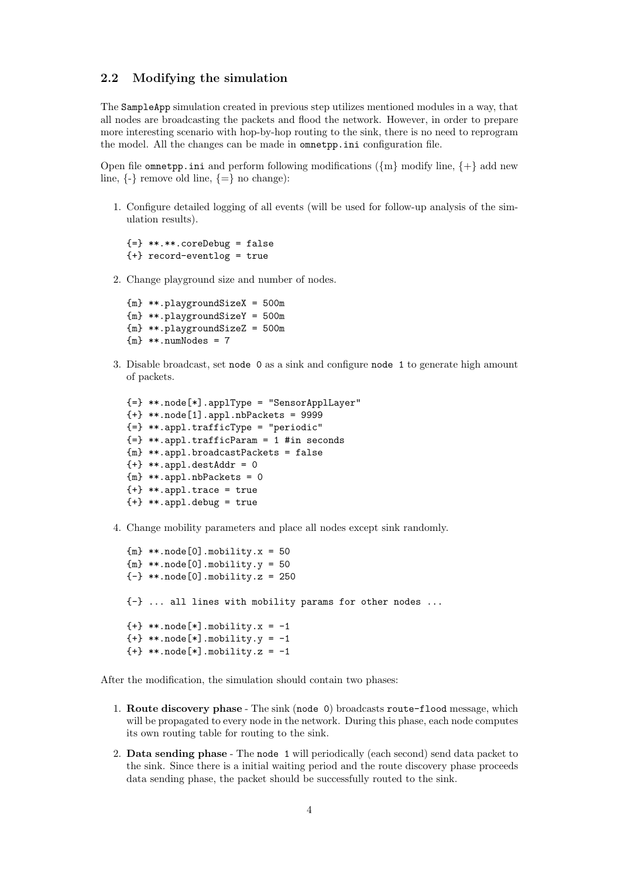### 2.2 Modifying the simulation

The SampleApp simulation created in previous step utilizes mentioned modules in a way, that all nodes are broadcasting the packets and flood the network. However, in order to prepare more interesting scenario with hop-by-hop routing to the sink, there is no need to reprogram the model. All the changes can be made in omnetpp.ini configuration file.

Open file omnetpp.ini and perform following modifications ({m} modify line, {+} add new line, {-} remove old line, {=} no change):

1. Configure detailed logging of all events (will be used for follow-up analysis of the simulation results).

   ```
   {=} **.**.coreDebug = false
   {+} record-eventlog = true
   ```

2. Change playground size and number of nodes.

   ```
   {m} **.playgroundSizeX = 500m
   {m} **.playgroundSizeY = 500m
   {m} **.playgroundSizeZ = 500m
   {m} **.numNodes = 7
   ```

3. Disable broadcast, set node 0 as a sink and configure node 1 to generate high amount of packets.

   ```
   {=} **.node[*].applType = "SensorApplLayer"
   {+} **.node[1].appl.nbPackets = 9999
   {=} **.appl.trafficType = "periodic"
   {=} **.appl.trafficParam = 1 #in seconds
   {m} **.appl.broadcastPackets = false
   {+} **.appl.destAddr = 0
   {m} **.appl.nbPackets = 0
   {+} **.appl.trace = true
   {+} **.appl.debug = true
   ```

4. Change mobility parameters and place all nodes except sink randomly.

   ```
   {m} **.node[0].mobility.x = 50
   {m} **.node[0].mobility.y = 50
   {-} **.node[0].mobility.z = 250

   {-} ... all lines with mobility params for other nodes ...

   {+} **.node[*].mobility.x = -1
   {+} **.node[*].mobility.y = -1
   {+} **.node[*].mobility.z = -1
   ```

After the modification, the simulation should contain two phases:

1. **Route discovery phase** - The sink (node 0) broadcasts route-flood message, which will be propagated to every node in the network. During this phase, each node computes its own routing table for routing to the sink.
2. **Data sending phase** - The node 1 will periodically (each second) send data packet to the sink. Since there is a initial waiting period and the route discovery phase proceeds data sending phase, the packet should be successfully routed to the sink.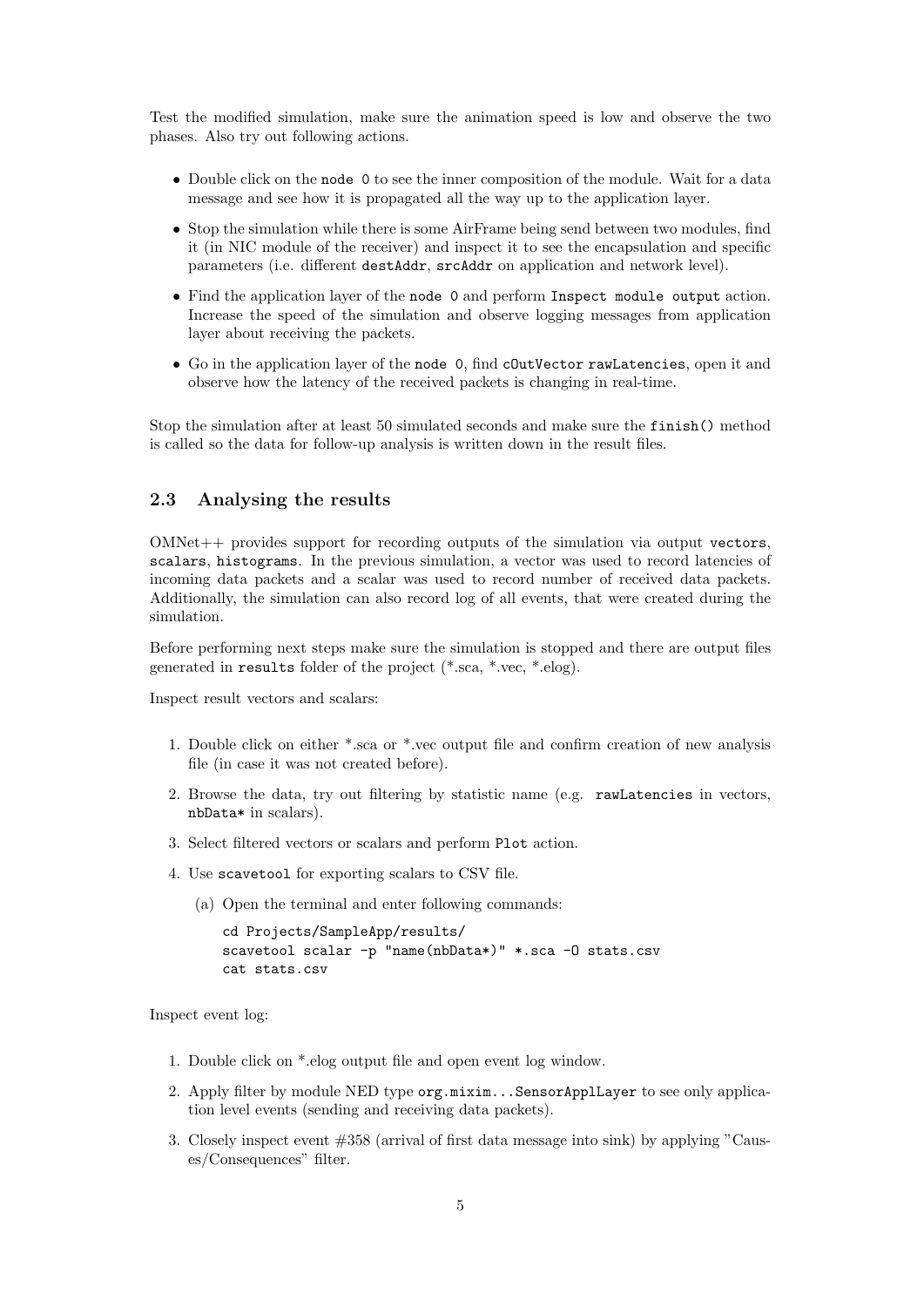Test the modified simulation, make sure the animation speed is low and observe the two phases. Also try out following actions.

- Double click on the `node 0` to see the inner composition of the module. Wait for a data message and see how it is propagated all the way up to the application layer.
- Stop the simulation while there is some AirFrame being send between two modules, find it (in NIC module of the receiver) and inspect it to see the encapsulation and specific parameters (i.e. different `destAddr`, `srcAddr` on application and network level).
- Find the application layer of the `node 0` and perform `Inspect module output` action. Increase the speed of the simulation and observe logging messages from application layer about receiving the packets.
- Go in the application layer of the `node 0`, find `cOutVector rawLatencies`, open it and observe how the latency of the received packets is changing in real-time.

Stop the simulation after at least 50 simulated seconds and make sure the `finish()` method is called so the data for follow-up analysis is written down in the result files.

### 2.3 Analysing the results

OMNet++ provides support for recording outputs of the simulation via output `vectors`, `scalars`, `histograms`. In the previous simulation, a vector was used to record latencies of incoming data packets and a scalar was used to record number of received data packets. Additionally, the simulation can also record log of all events, that were created during the simulation.

Before performing next steps make sure the simulation is stopped and there are output files generated in `results` folder of the project (*.sca, *.vec, *.elog).

Inspect result vectors and scalars:

1. Double click on either *.sca or *.vec output file and confirm creation of new analysis file (in case it was not created before).
2. Browse the data, try out filtering by statistic name (e.g. `rawLatencies` in vectors, `nbData*` in scalars).
3. Select filtered vectors or scalars and perform `Plot` action.
4. Use `scavetool` for exporting scalars to CSV file.
   (a) Open the terminal and enter following commands:

```
cd Projects/SampleApp/results/
scavetool scalar -p "name(nbData*)" *.sca -O stats.csv
cat stats.csv
```

Inspect event log:

1. Double click on *.elog output file and open event log window.
2. Apply filter by module NED type `org.mixim...SensorApplLayer` to see only application level events (sending and receiving data packets).
3. Closely inspect event #358 (arrival of first data message into sink) by applying "Causes/Consequences" filter.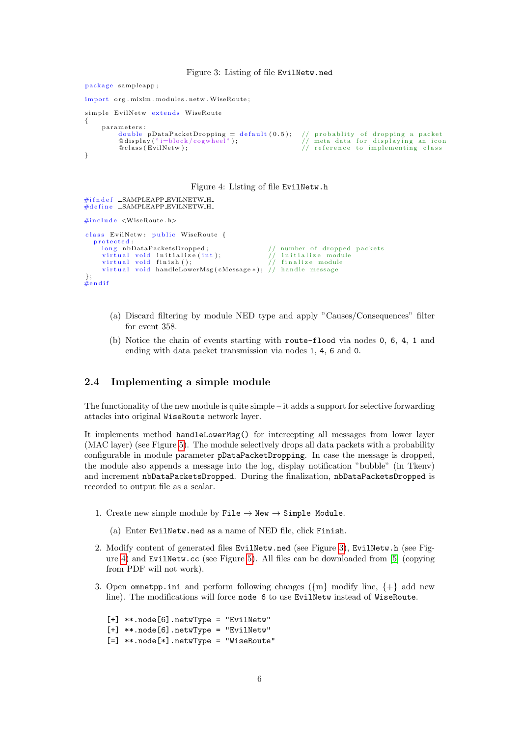Figure 3: Listing of file `EvilNetw.ned`

```
package sampleapp;

import org.mixim.modules.netw.WiseRoute;

simple EvilNetw extends WiseRoute
{
    parameters:
        double pDataPacketDropping = default(0.5);  // probablity of dropping a packet
        @display("i=block/cogwheel");               // meta data for displaying an icon
        @class(EvilNetw);                           // reference to implementing class
}
```

Figure 4: Listing of file `EvilNetw.h`

```
#ifndef _SAMPLEAPP_EVILNETW_H_
#define _SAMPLEAPP_EVILNETW_H_

#include <WiseRoute.h>

class EvilNetw: public WiseRoute {
  protected:
    long nbDataPacketsDropped;              // number of dropped packets
    virtual void initialize(int);           // initialize module
    virtual void finish();                  // finalize module
    virtual void handleLowerMsg(cMessage*); // handle message
};
#endif
```

(a) Discard filtering by module NED type and apply "Causes/Consequences" filter for event 358.

(b) Notice the chain of events starting with `route-flood` via nodes `0`, `6`, `4`, `1` and ending with data packet transmission via nodes `1`, `4`, `6` and `0`.

## 2.4 Implementing a simple module

The functionality of the new module is quite simple – it adds a support for selective forwarding attacks into original `WiseRoute` network layer.

It implements method `handleLowerMsg()` for intercepting all messages from lower layer (MAC layer) (see Figure 5). The module selectively drops all data packets with a probability configurable in module parameter `pDataPacketDropping`. In case the message is dropped, the module also appends a message into the log, display notification "bubble" (in Tkenv) and increment `nbDataPacketsDropped`. During the finalization, `nbDataPacketsDropped` is recorded to output file as a scalar.

1. Create new simple module by `File` → `New` → `Simple Module`.

   (a) Enter `EvilNetw.ned` as a name of NED file, click `Finish`.

2. Modify content of generated files `EvilNetw.ned` (see Figure 3), `EvilNetw.h` (see Figure 4) and `EvilNetw.cc` (see Figure 5). All files can be downloaded from [5] (copying from PDF will not work).

3. Open `omnetpp.ini` and perform following changes ({m} modify line, {+} add new line). The modifications will force `node 6` to use `EvilNetw` instead of `WiseRoute`.

```
[+] **.node[6].netwType = "EvilNetw"
[+] **.node[6].netwType = "EvilNetw"
[=] **.node[*].netwType = "WiseRoute"
```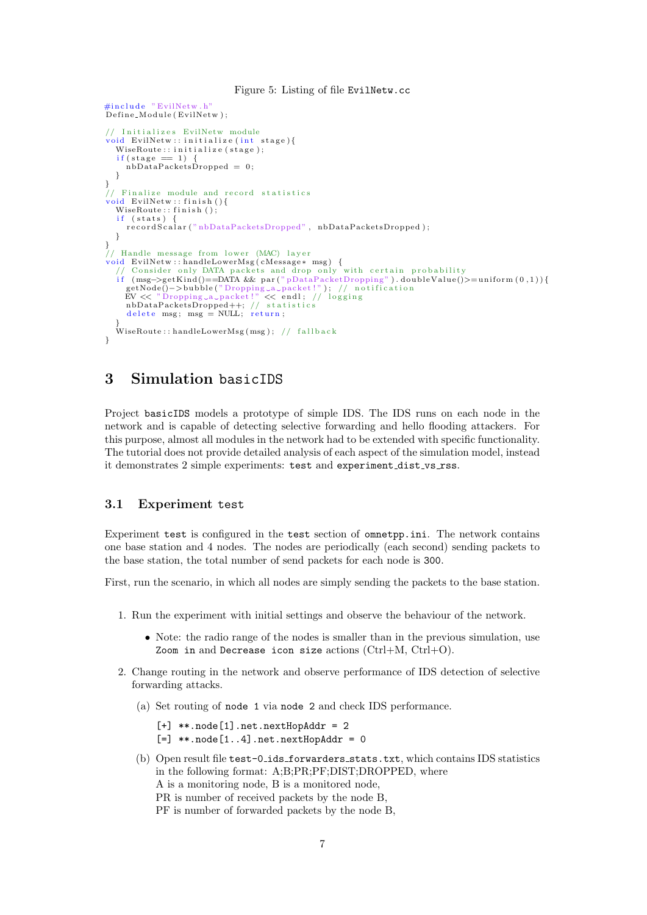Figure 5: Listing of file `EvilNetw.cc`

```
#include "EvilNetw.h"
Define_Module(EvilNetw);

// Initializes EvilNetw module
void EvilNetw::initialize(int stage){
  WiseRoute::initialize(stage);
  if(stage == 1) {
    nbDataPacketsDropped = 0;
  }
}
// Finalize module and record statistics
void EvilNetw::finish(){
  WiseRoute::finish();
  if (stats) {
    recordScalar("nbDataPacketsDropped", nbDataPacketsDropped);
  }
}
// Handle message from lower (MAC) layer
void EvilNetw::handleLowerMsg(cMessage* msg) {
  // Consider only DATA packets and drop only with certain probability
  if (msg->getKind()==DATA && par("pDataPacketDropping").doubleValue()>=uniform(0,1)){
    getNode()->bubble("Dropping a packet!"); // notification
    EV << "Dropping a packet!" << endl; // logging
    nbDataPacketsDropped++; // statistics
    delete msg; msg = NULL; return;
  }
  WiseRoute::handleLowerMsg(msg); // fallback
}
```

## 3 Simulation `basicIDS`

Project `basicIDS` models a prototype of simple IDS. The IDS runs on each node in the network and is capable of detecting selective forwarding and hello flooding attackers. For this purpose, almost all modules in the network had to be extended with specific functionality. The tutorial does not provide detailed analysis of each aspect of the simulation model, instead it demonstrates 2 simple experiments: `test` and `experiment_dist_vs_rss`.

### 3.1 Experiment `test`

Experiment `test` is configured in the `test` section of `omnetpp.ini`. The network contains one base station and 4 nodes. The nodes are periodically (each second) sending packets to the base station, the total number of send packets for each node is `300`.

First, run the scenario, in which all nodes are simply sending the packets to the base station.

1. Run the experiment with initial settings and observe the behaviour of the network.
   - Note: the radio range of the nodes is smaller than in the previous simulation, use `Zoom in` and `Decrease icon size` actions (Ctrl+M, Ctrl+O).
2. Change routing in the network and observe performance of IDS detection of selective forwarding attacks.
   (a) Set routing of `node 1` via `node 2` and check IDS performance.

   ```
   [+] **.node[1].net.nextHopAddr = 2
   [=] **.node[1..4].net.nextHopAddr = 0
   ```

   (b) Open result file `test-0_ids_forwarders_stats.txt`, which contains IDS statistics in the following format: A;B;PR;PF;DIST;DROPPED, where
   A is a monitoring node, B is a monitored node,
   PR is number of received packets by the node B,
   PF is number of forwarded packets by the node B,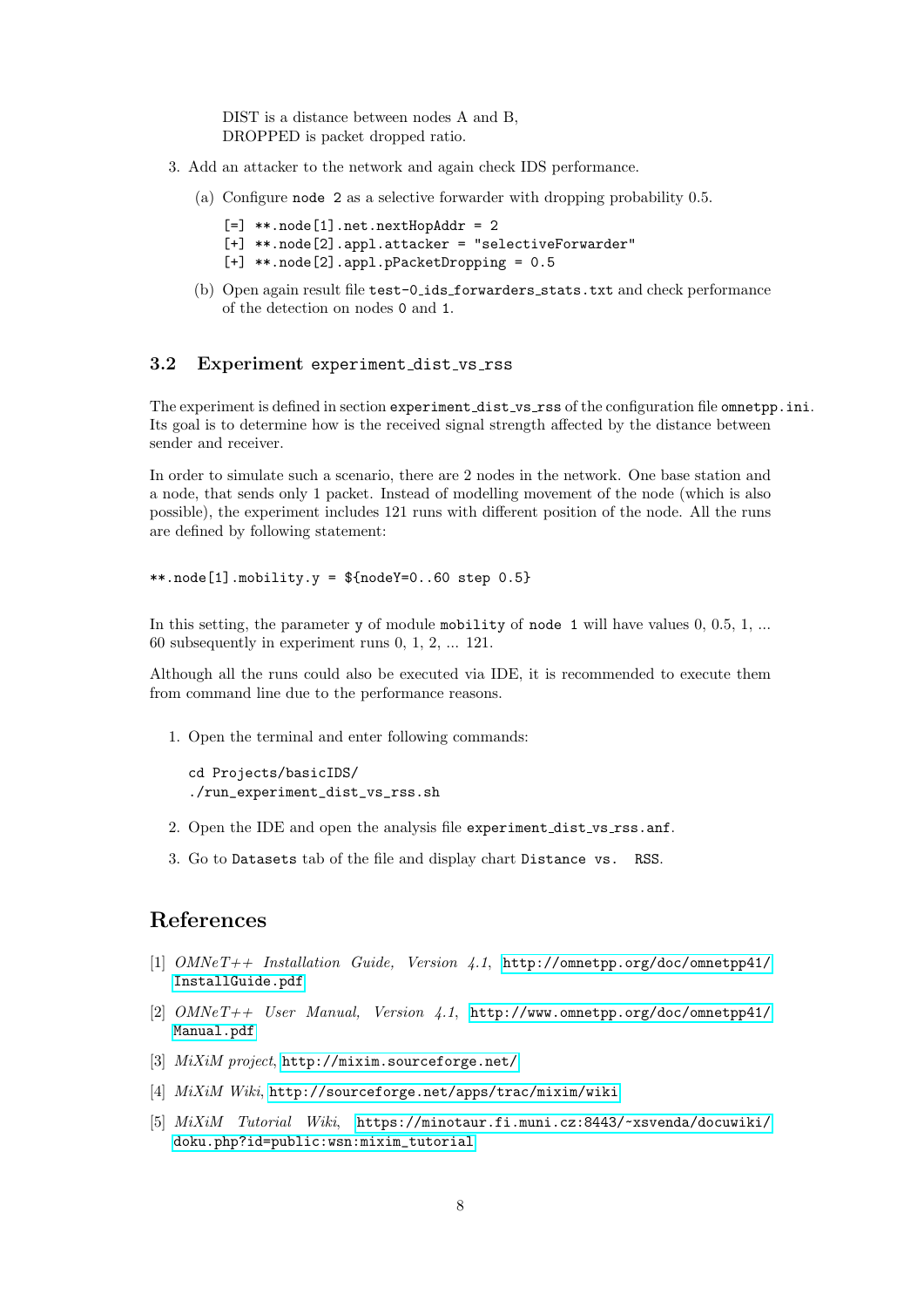DIST is a distance between nodes A and B,
DROPPED is packet dropped ratio.

3. Add an attacker to the network and again check IDS performance.

   (a) Configure `node 2` as a selective forwarder with dropping probability 0.5.

   ```
   [=] **.node[1].net.nextHopAddr = 2
   [+] **.node[2].appl.attacker = "selectiveForwarder"
   [+] **.node[2].appl.pPacketDropping = 0.5
   ```

   (b) Open again result file `test-0_ids_forwarders_stats.txt` and check performance of the detection on nodes `0` and `1`.

### 3.2 Experiment `experiment_dist_vs_rss`

The experiment is defined in section `experiment_dist_vs_rss` of the configuration file `omnetpp.ini`. Its goal is to determine how is the received signal strength affected by the distance between sender and receiver.

In order to simulate such a scenario, there are 2 nodes in the network. One base station and a node, that sends only 1 packet. Instead of modelling movement of the node (which is also possible), the experiment includes 121 runs with different position of the node. All the runs are defined by following statement:

```
**.node[1].mobility.y = ${nodeY=0..60 step 0.5}
```

In this setting, the parameter `y` of module `mobility` of `node 1` will have values 0, 0.5, 1, ... 60 subsequently in experiment runs 0, 1, 2, ... 121.

Although all the runs could also be executed via IDE, it is recommended to execute them from command line due to the performance reasons.

1. Open the terminal and enter following commands:

   ```
   cd Projects/basicIDS/
   ./run_experiment_dist_vs_rss.sh
   ```

2. Open the IDE and open the analysis file `experiment_dist_vs_rss.anf`.

3. Go to `Datasets` tab of the file and display chart `Distance vs. RSS`.

## References

[1] *OMNeT++ Installation Guide, Version 4.1*, http://omnetpp.org/doc/omnetpp41/InstallGuide.pdf

[2] *OMNeT++ User Manual, Version 4.1*, http://www.omnetpp.org/doc/omnetpp41/Manual.pdf

[3] *MiXiM project*, http://mixim.sourceforge.net/

[4] *MiXiM Wiki*, http://sourceforge.net/apps/trac/mixim/wiki

[5] *MiXiM Tutorial Wiki*, https://minotaur.fi.muni.cz:8443/~xsvenda/docuwiki/doku.php?id=public:wsn:mixim_tutorial